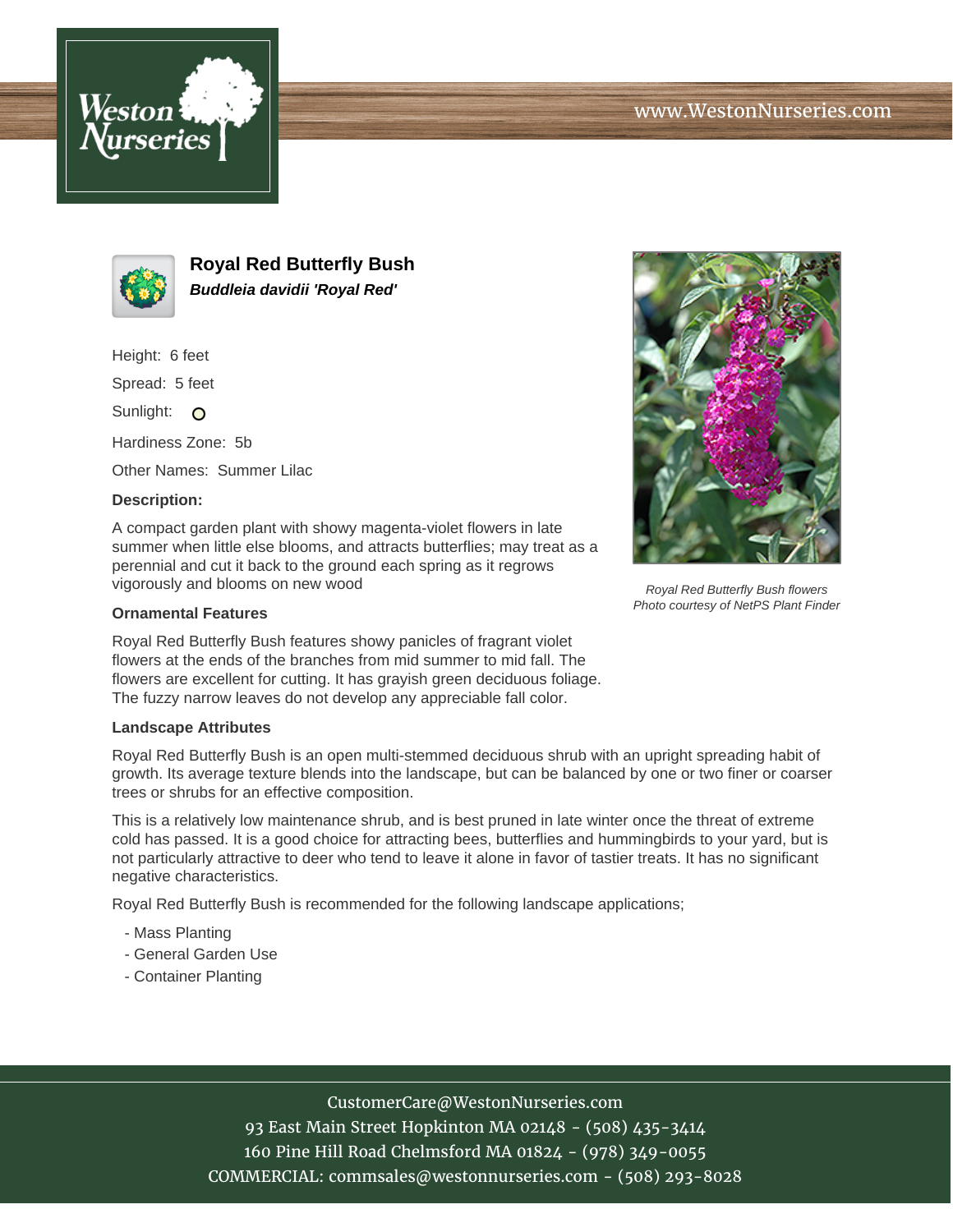www.WestonNurseries.com

# Royal Red Butterfly Bush

***Buddleia davidii 'Royal Red'***

Height: 6 feet

Spread: 5 feet

Sunlight:

Hardiness Zone: 5b

Other Names: Summer Lilac

**Description:**

A compact garden plant with showy magenta-violet flowers in late summer when little else blooms, and attracts butterflies; may treat as a perennial and cut it back to the ground each spring as it regrows vigorously and blooms on new wood

*Royal Red Butterfly Bush flowers*
*Photo courtesy of NetPS Plant Finder*

### Ornamental Features

Royal Red Butterfly Bush features showy panicles of fragrant violet flowers at the ends of the branches from mid summer to mid fall. The flowers are excellent for cutting. It has grayish green deciduous foliage. The fuzzy narrow leaves do not develop any appreciable fall color.

### Landscape Attributes

Royal Red Butterfly Bush is an open multi-stemmed deciduous shrub with an upright spreading habit of growth. Its average texture blends into the landscape, but can be balanced by one or two finer or coarser trees or shrubs for an effective composition.

This is a relatively low maintenance shrub, and is best pruned in late winter once the threat of extreme cold has passed. It is a good choice for attracting bees, butterflies and hummingbirds to your yard, but is not particularly attractive to deer who tend to leave it alone in favor of tastier treats. It has no significant negative characteristics.

Royal Red Butterfly Bush is recommended for the following landscape applications;

- Mass Planting
- General Garden Use
- Container Planting

CustomerCare@WestonNurseries.com
93 East Main Street Hopkinton MA 02148 - (508) 435-3414
160 Pine Hill Road Chelmsford MA 01824 - (978) 349-0055
COMMERCIAL: commsales@westonnurseries.com - (508) 293-8028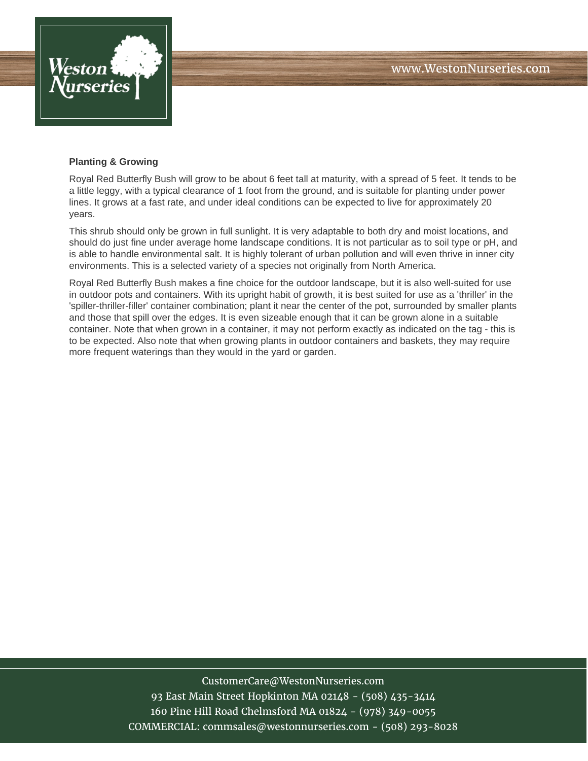### Planting & Growing

Royal Red Butterfly Bush will grow to be about 6 feet tall at maturity, with a spread of 5 feet. It tends to be a little leggy, with a typical clearance of 1 foot from the ground, and is suitable for planting under power lines. It grows at a fast rate, and under ideal conditions can be expected to live for approximately 20 years.

This shrub should only be grown in full sunlight. It is very adaptable to both dry and moist locations, and should do just fine under average home landscape conditions. It is not particular as to soil type or pH, and is able to handle environmental salt. It is highly tolerant of urban pollution and will even thrive in inner city environments. This is a selected variety of a species not originally from North America.

Royal Red Butterfly Bush makes a fine choice for the outdoor landscape, but it is also well-suited for use in outdoor pots and containers. With its upright habit of growth, it is best suited for use as a 'thriller' in the 'spiller-thriller-filler' container combination; plant it near the center of the pot, surrounded by smaller plants and those that spill over the edges. It is even sizeable enough that it can be grown alone in a suitable container. Note that when grown in a container, it may not perform exactly as indicated on the tag - this is to be expected. Also note that when growing plants in outdoor containers and baskets, they may require more frequent waterings than they would in the yard or garden.